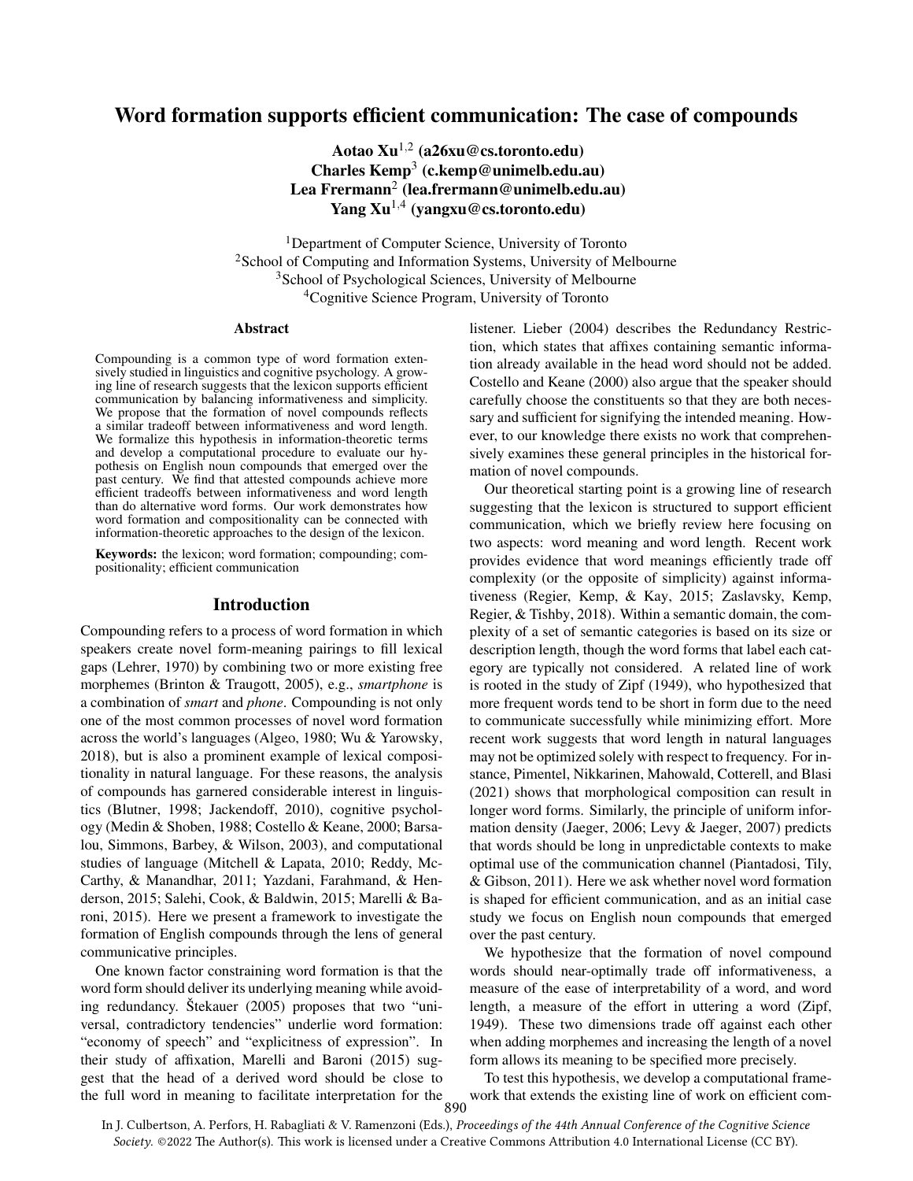# Word formation supports efficient communication: The case of compounds

**Aotao Xu**[1,2] **(a26xu@cs.toronto.edu)**
**Charles Kemp**[3] **(c.kemp@unimelb.edu.au)**
**Lea Frermann**[2] **(lea.frermann@unimelb.edu.au)**
**Yang Xu**[1,4] **(yangxu@cs.toronto.edu)**

[1]Department of Computer Science, University of Toronto
[2]School of Computing and Information Systems, University of Melbourne
[3]School of Psychological Sciences, University of Melbourne
[4]Cognitive Science Program, University of Toronto

## Abstract

Compounding is a common type of word formation extensively studied in linguistics and cognitive psychology. A growing line of research suggests that the lexicon supports efficient communication by balancing informativeness and simplicity. We propose that the formation of novel compounds reflects a similar tradeoff between informativeness and word length. We formalize this hypothesis in information-theoretic terms and develop a computational procedure to evaluate our hypothesis on English noun compounds that emerged over the past century. We find that attested compounds achieve more efficient tradeoffs between informativeness and word length than do alternative word forms. Our work demonstrates how word formation and compositionality can be connected with information-theoretic approaches to the design of the lexicon.

**Keywords:** the lexicon; word formation; compounding; compositionality; efficient communication

## Introduction

Compounding refers to a process of word formation in which speakers create novel form-meaning pairings to fill lexical gaps (Lehrer, 1970) by combining two or more existing free morphemes (Brinton & Traugott, 2005), e.g., *smartphone* is a combination of *smart* and *phone*. Compounding is not only one of the most common processes of novel word formation across the world's languages (Algeo, 1980; Wu & Yarowsky, 2018), but is also a prominent example of lexical compositionality in natural language. For these reasons, the analysis of compounds has garnered considerable interest in linguistics (Blutner, 1998; Jackendoff, 2010), cognitive psychology (Medin & Shoben, 1988; Costello & Keane, 2000; Barsalou, Simmons, Barbey, & Wilson, 2003), and computational studies of language (Mitchell & Lapata, 2010; Reddy, McCarthy, & Manandhar, 2011; Yazdani, Farahmand, & Henderson, 2015; Salehi, Cook, & Baldwin, 2015; Marelli & Baroni, 2015). Here we present a framework to investigate the formation of English compounds through the lens of general communicative principles.

One known factor constraining word formation is that the word form should deliver its underlying meaning while avoiding redundancy. Štekauer (2005) proposes that two "universal, contradictory tendencies" underlie word formation: "economy of speech" and "explicitness of expression". In their study of affixation, Marelli and Baroni (2015) suggest that the head of a derived word should be close to the full word in meaning to facilitate interpretation for the listener. Lieber (2004) describes the Redundancy Restriction, which states that affixes containing semantic information already available in the head word should not be added. Costello and Keane (2000) also argue that the speaker should carefully choose the constituents so that they are both necessary and sufficient for signifying the intended meaning. However, to our knowledge there exists no work that comprehensively examines these general principles in the historical formation of novel compounds.

Our theoretical starting point is a growing line of research suggesting that the lexicon is structured to support efficient communication, which we briefly review here focusing on two aspects: word meaning and word length. Recent work provides evidence that word meanings efficiently trade off complexity (or the opposite of simplicity) against informativeness (Regier, Kemp, & Kay, 2015; Zaslavsky, Kemp, Regier, & Tishby, 2018). Within a semantic domain, the complexity of a set of semantic categories is based on its size or description length, though the word forms that label each category are typically not considered. A related line of work is rooted in the study of Zipf (1949), who hypothesized that more frequent words tend to be short in form due to the need to communicate successfully while minimizing effort. More recent work suggests that word length in natural languages may not be optimized solely with respect to frequency. For instance, Pimentel, Nikkarinen, Mahowald, Cotterell, and Blasi (2021) shows that morphological composition can result in longer word forms. Similarly, the principle of uniform information density (Jaeger, 2006; Levy & Jaeger, 2007) predicts that words should be long in unpredictable contexts to make optimal use of the communication channel (Piantadosi, Tily, & Gibson, 2011). Here we ask whether novel word formation is shaped for efficient communication, and as an initial case study we focus on English noun compounds that emerged over the past century.

We hypothesize that the formation of novel compound words should near-optimally trade off informativeness, a measure of the ease of interpretability of a word, and word length, a measure of the effort in uttering a word (Zipf, 1949). These two dimensions trade off against each other when adding morphemes and increasing the length of a novel form allows its meaning to be specified more precisely.

To test this hypothesis, we develop a computational framework that extends the existing line of work on efficient com-

In J. Culbertson, A. Perfors, H. Rabagliati & V. Ramenzoni (Eds.), *Proceedings of the 44th Annual Conference of the Cognitive Science Society*. ©2022 The Author(s). This work is licensed under a Creative Commons Attribution 4.0 International License (CC BY).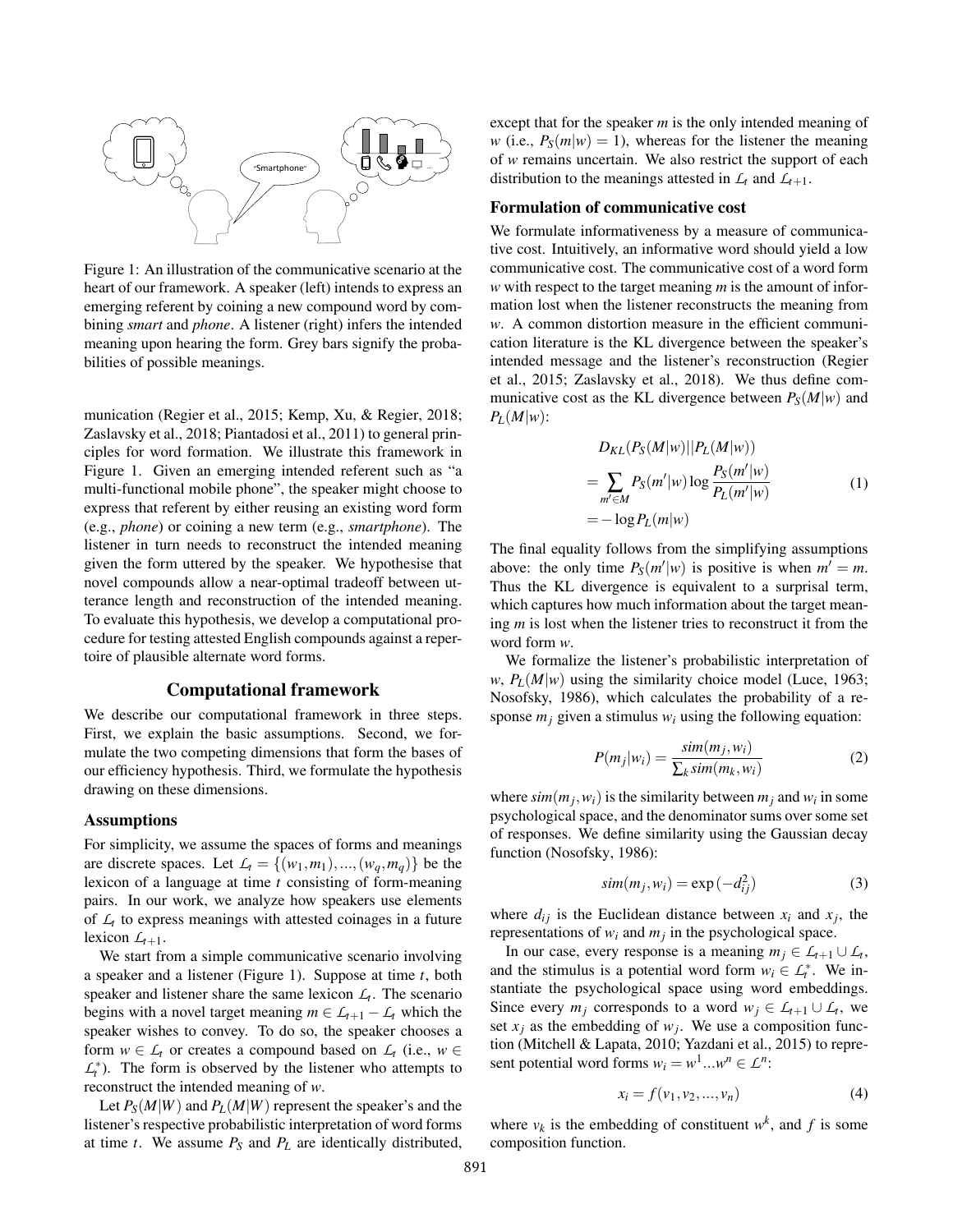Figure 1: An illustration of the communicative scenario at the heart of our framework. A speaker (left) intends to express an emerging referent by coining a new compound word by combining *smart* and *phone*. A listener (right) infers the intended meaning upon hearing the form. Grey bars signify the probabilities of possible meanings.

munication (Regier et al., 2015; Kemp, Xu, & Regier, 2018; Zaslavsky et al., 2018; Piantadosi et al., 2011) to general principles for word formation. We illustrate this framework in Figure 1. Given an emerging intended referent such as "a multi-functional mobile phone", the speaker might choose to express that referent by either reusing an existing word form (e.g., *phone*) or coining a new term (e.g., *smartphone*). The listener in turn needs to reconstruct the intended meaning given the form uttered by the speaker. We hypothesise that novel compounds allow a near-optimal tradeoff between utterance length and reconstruction of the intended meaning. To evaluate this hypothesis, we develop a computational procedure for testing attested English compounds against a repertoire of plausible alternate word forms.

## Computational framework

We describe our computational framework in three steps. First, we explain the basic assumptions. Second, we formulate the two competing dimensions that form the bases of our efficiency hypothesis. Third, we formulate the hypothesis drawing on these dimensions.

### Assumptions

For simplicity, we assume the spaces of forms and meanings are discrete spaces. Let $\mathcal{L}_t = \{(w_1, m_1), ..., (w_q, m_q)\}$ be the lexicon of a language at time $t$ consisting of form-meaning pairs. In our work, we analyze how speakers use elements of $\mathcal{L}_t$ to express meanings with attested coinages in a future lexicon $\mathcal{L}_{t+1}$.

We start from a simple communicative scenario involving a speaker and a listener (Figure 1). Suppose at time $t$, both speaker and listener share the same lexicon $\mathcal{L}_t$. The scenario begins with a novel target meaning $m \in \mathcal{L}_{t+1} - \mathcal{L}_t$ which the speaker wishes to convey. To do so, the speaker chooses a form $w \in \mathcal{L}_t$ or creates a compound based on $\mathcal{L}_t$ (i.e., $w \in \mathcal{L}_t^*$). The form is observed by the listener who attempts to reconstruct the intended meaning of $w$.

Let $P_S(M|W)$ and $P_L(M|W)$ represent the speaker's and the listener's respective probabilistic interpretation of word forms at time $t$. We assume $P_S$ and $P_L$ are identically distributed, except that for the speaker $m$ is the only intended meaning of $w$ (i.e., $P_S(m|w) = 1$), whereas for the listener the meaning of $w$ remains uncertain. We also restrict the support of each distribution to the meanings attested in $\mathcal{L}_t$ and $\mathcal{L}_{t+1}$.

### Formulation of communicative cost

We formulate informativeness by a measure of communicative cost. Intuitively, an informative word should yield a low communicative cost. The communicative cost of a word form $w$ with respect to the target meaning $m$ is the amount of information lost when the listener reconstructs the meaning from $w$. A common distortion measure in the efficient communication literature is the KL divergence between the speaker's intended message and the listener's reconstruction (Regier et al., 2015; Zaslavsky et al., 2018). We thus define communicative cost as the KL divergence between $P_S(M|w)$ and $P_L(M|w)$:

$$
\begin{aligned}
& D_{KL}(P_S(M|w)||P_L(M|w)) \\
&= \sum_{m' \in M} P_S(m'|w) \log \frac{P_S(m'|w)}{P_L(m'|w)} \\
&= -\log P_L(m|w)
\end{aligned}
\tag{1}
$$

The final equality follows from the simplifying assumptions above: the only time $P_S(m'|w)$ is positive is when $m' = m$. Thus the KL divergence is equivalent to a surprisal term, which captures how much information about the target meaning $m$ is lost when the listener tries to reconstruct it from the word form $w$.

We formalize the listener's probabilistic interpretation of $w$, $P_L(M|w)$ using the similarity choice model (Luce, 1963; Nosofsky, 1986), which calculates the probability of a response $m_j$ given a stimulus $w_i$ using the following equation:

$$
P(m_j|w_i) = \frac{sim(m_j, w_i)}{\sum_k sim(m_k, w_i)} \tag{2}
$$

where $sim(m_j, w_i)$ is the similarity between $m_j$ and $w_i$ in some psychological space, and the denominator sums over some set of responses. We define similarity using the Gaussian decay function (Nosofsky, 1986):

$$
sim(m_j, w_i) = \exp(-d_{ij}^2) \tag{3}
$$

where $d_{ij}$ is the Euclidean distance between $x_i$ and $x_j$, the representations of $w_i$ and $m_j$ in the psychological space.

In our case, every response is a meaning $m_j \in \mathcal{L}_{t+1} \cup \mathcal{L}_t$, and the stimulus is a potential word form $w_i \in \mathcal{L}_t^*$. We instantiate the psychological space using word embeddings. Since every $m_j$ corresponds to a word $w_j \in \mathcal{L}_{t+1} \cup \mathcal{L}_t$, we set $x_j$ as the embedding of $w_j$. We use a composition function (Mitchell & Lapata, 2010; Yazdani et al., 2015) to represent potential word forms $w_i = w^1 ... w^n \in \mathcal{L}^n$:

$$
x_i = f(v_1, v_2, ..., v_n) \tag{4}
$$

where $v_k$ is the embedding of constituent $w^k$, and $f$ is some composition function.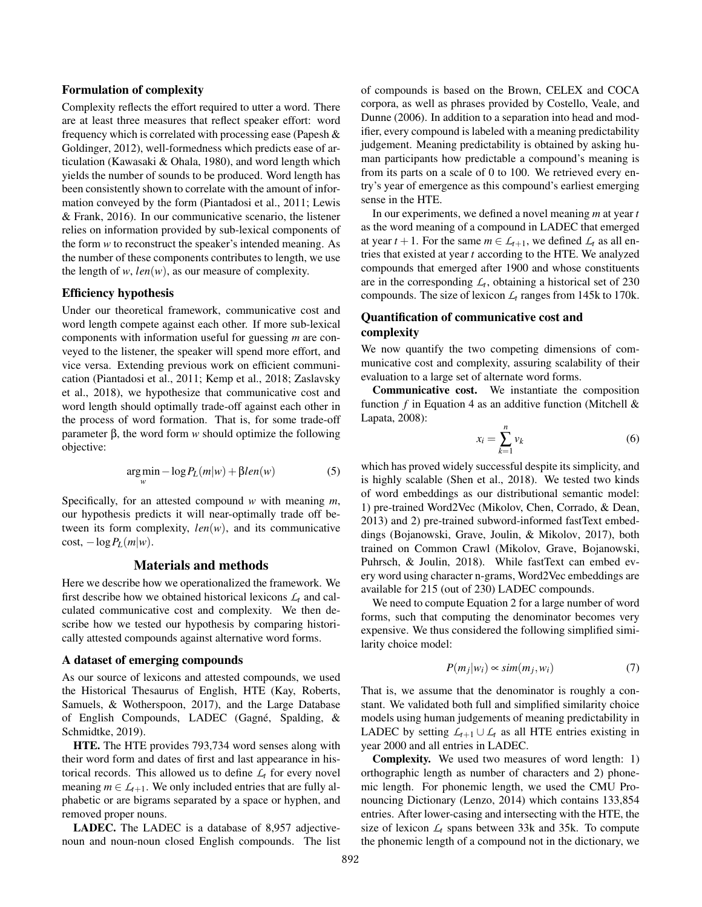### Formulation of complexity

Complexity reflects the effort required to utter a word. There are at least three measures that reflect speaker effort: word frequency which is correlated with processing ease (Papesh & Goldinger, 2012), well-formedness which predicts ease of articulation (Kawasaki & Ohala, 1980), and word length which yields the number of sounds to be produced. Word length has been consistently shown to correlate with the amount of information conveyed by the form (Piantadosi et al., 2011; Lewis & Frank, 2016). In our communicative scenario, the listener relies on information provided by sub-lexical components of the form $w$ to reconstruct the speaker's intended meaning. As the number of these components contributes to length, we use the length of $w$, $len(w)$, as our measure of complexity.

### Efficiency hypothesis

Under our theoretical framework, communicative cost and word length compete against each other. If more sub-lexical components with information useful for guessing $m$ are conveyed to the listener, the speaker will spend more effort, and vice versa. Extending previous work on efficient communication (Piantadosi et al., 2011; Kemp et al., 2018; Zaslavsky et al., 2018), we hypothesize that communicative cost and word length should optimally trade-off against each other in the process of word formation. That is, for some trade-off parameter β, the word form $w$ should optimize the following objective:

$$\arg\min_{w} -\log P_L(m|w) + \beta len(w) \tag{5}$$

Specifically, for an attested compound $w$ with meaning $m$, our hypothesis predicts it will near-optimally trade off between its form complexity, $len(w)$, and its communicative cost, $-\log P_L(m|w)$.

## Materials and methods

Here we describe how we operationalized the framework. We first describe how we obtained historical lexicons $\mathcal{L}_t$ and calculated communicative cost and complexity. We then describe how we tested our hypothesis by comparing historically attested compounds against alternative word forms.

### A dataset of emerging compounds

As our source of lexicons and attested compounds, we used the Historical Thesaurus of English, HTE (Kay, Roberts, Samuels, & Wotherspoon, 2017), and the Large Database of English Compounds, LADEC (Gagné, Spalding, & Schmidtke, 2019).

**HTE.** The HTE provides 793,734 word senses along with their word form and dates of first and last appearance in historical records. This allowed us to define $\mathcal{L}_t$ for every novel meaning $m \in \mathcal{L}_{t+1}$. We only included entries that are fully alphabetic or are bigrams separated by a space or hyphen, and removed proper nouns.

**LADEC.** The LADEC is a database of 8,957 adjective-noun and noun-noun closed English compounds. The list of compounds is based on the Brown, CELEX and COCA corpora, as well as phrases provided by Costello, Veale, and Dunne (2006). In addition to a separation into head and modifier, every compound is labeled with a meaning predictability judgement. Meaning predictability is obtained by asking human participants how predictable a compound's meaning is from its parts on a scale of 0 to 100. We retrieved every entry's year of emergence as this compound's earliest emerging sense in the HTE.

In our experiments, we defined a novel meaning $m$ at year $t$ as the word meaning of a compound in LADEC that emerged at year $t+1$. For the same $m \in \mathcal{L}_{t+1}$, we defined $\mathcal{L}_t$ as all entries that existed at year $t$ according to the HTE. We analyzed compounds that emerged after 1900 and whose constituents are in the corresponding $\mathcal{L}_t$, obtaining a historical set of 230 compounds. The size of lexicon $\mathcal{L}_t$ ranges from 145k to 170k.

### Quantification of communicative cost and complexity

We now quantify the two competing dimensions of communicative cost and complexity, assuring scalability of their evaluation to a large set of alternate word forms.

**Communicative cost.** We instantiate the composition function $f$ in Equation 4 as an additive function (Mitchell & Lapata, 2008):

$$x_i = \sum_{k=1}^{n} v_k \tag{6}$$

which has proved widely successful despite its simplicity, and is highly scalable (Shen et al., 2018). We tested two kinds of word embeddings as our distributional semantic model: 1) pre-trained Word2Vec (Mikolov, Chen, Corrado, & Dean, 2013) and 2) pre-trained subword-informed fastText embeddings (Bojanowski, Grave, Joulin, & Mikolov, 2017), both trained on Common Crawl (Mikolov, Grave, Bojanowski, Puhrsch, & Joulin, 2018). While fastText can embed every word using character n-grams, Word2Vec embeddings are available for 215 (out of 230) LADEC compounds.

We need to compute Equation 2 for a large number of word forms, such that computing the denominator becomes very expensive. We thus considered the following simplified similarity choice model:

$$P(m_j|w_i) \propto sim(m_j, w_i) \tag{7}$$

That is, we assume that the denominator is roughly a constant. We validated both full and simplified similarity choice models using human judgements of meaning predictability in LADEC by setting $\mathcal{L}_{t+1} \cup \mathcal{L}_t$ as all HTE entries existing in year 2000 and all entries in LADEC.

**Complexity.** We used two measures of word length: 1) orthographic length as number of characters and 2) phonemic length. For phonemic length, we used the CMU Pronouncing Dictionary (Lenzo, 2014) which contains 133,854 entries. After lower-casing and intersecting with the HTE, the size of lexicon $\mathcal{L}_t$ spans between 33k and 35k. To compute the phonemic length of a compound not in the dictionary, we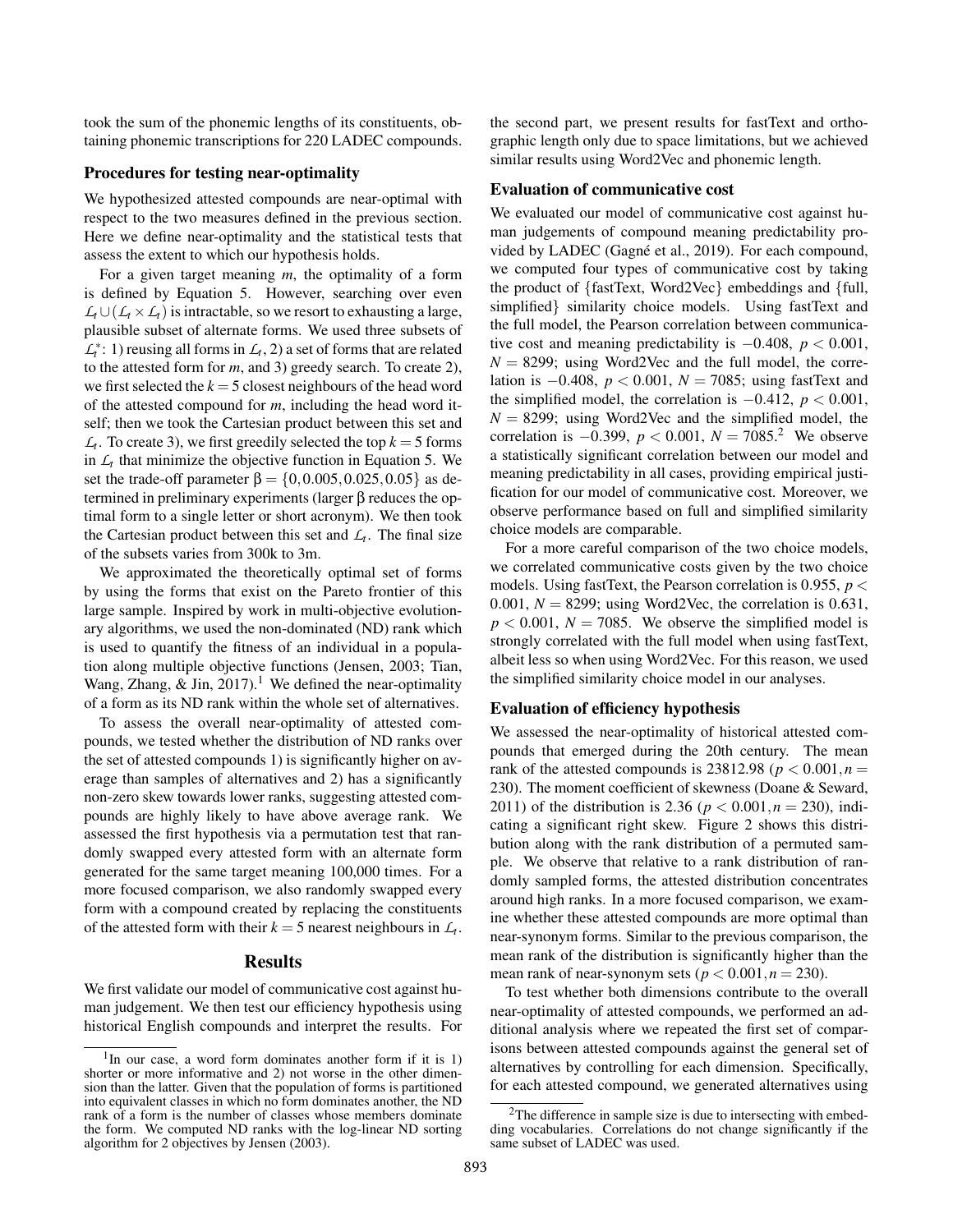took the sum of the phonemic lengths of its constituents, obtaining phonemic transcriptions for 220 LADEC compounds.

### Procedures for testing near-optimality

We hypothesized attested compounds are near-optimal with respect to the two measures defined in the previous section. Here we define near-optimality and the statistical tests that assess the extent to which our hypothesis holds.

For a given target meaning $m$, the optimality of a form is defined by Equation 5. However, searching over even $\mathcal{L}_t \cup (\mathcal{L}_t \times \mathcal{L}_t)$ is intractable, so we resort to exhausting a large, plausible subset of alternate forms. We used three subsets of $\mathcal{L}_t^*$: 1) reusing all forms in $\mathcal{L}_t$, 2) a set of forms that are related to the attested form for $m$, and 3) greedy search. To create 2), we first selected the $k = 5$ closest neighbours of the head word of the attested compound for $m$, including the head word itself; then we took the Cartesian product between this set and $\mathcal{L}_t$. To create 3), we first greedily selected the top $k = 5$ forms in $\mathcal{L}_t$ that minimize the objective function in Equation 5. We set the trade-off parameter $\beta = \{0, 0.005, 0.025, 0.05\}$ as determined in preliminary experiments (larger $\beta$ reduces the optimal form to a single letter or short acronym). We then took the Cartesian product between this set and $\mathcal{L}_t$. The final size of the subsets varies from 300k to 3m.

We approximated the theoretically optimal set of forms by using the forms that exist on the Pareto frontier of this large sample. Inspired by work in multi-objective evolutionary algorithms, we used the non-dominated (ND) rank which is used to quantify the fitness of an individual in a population along multiple objective functions (Jensen, 2003; Tian, Wang, Zhang, & Jin, 2017).[1] We defined the near-optimality of a form as its ND rank within the whole set of alternatives.

To assess the overall near-optimality of attested compounds, we tested whether the distribution of ND ranks over the set of attested compounds 1) is significantly higher on average than samples of alternatives and 2) has a significantly non-zero skew towards lower ranks, suggesting attested compounds are highly likely to have above average rank. We assessed the first hypothesis via a permutation test that randomly swapped every attested form with an alternate form generated for the same target meaning 100,000 times. For a more focused comparison, we also randomly swapped every form with a compound created by replacing the constituents of the attested form with their $k = 5$ nearest neighbours in $\mathcal{L}_t$.

## Results

We first validate our model of communicative cost against human judgement. We then test our efficiency hypothesis using historical English compounds and interpret the results. For the second part, we present results for fastText and orthographic length only due to space limitations, but we achieved similar results using Word2Vec and phonemic length.

### Evaluation of communicative cost

We evaluated our model of communicative cost against human judgements of compound meaning predictability provided by LADEC (Gagné et al., 2019). For each compound, we computed four types of communicative cost by taking the product of {fastText, Word2Vec} embeddings and {full, simplified} similarity choice models. Using fastText and the full model, the Pearson correlation between communicative cost and meaning predictability is $-0.408$, $p < 0.001$, $N = 8299$; using Word2Vec and the full model, the correlation is $-0.408$, $p < 0.001$, $N = 7085$; using fastText and the simplified model, the correlation is $-0.412$, $p < 0.001$, $N = 8299$; using Word2Vec and the simplified model, the correlation is $-0.399$, $p < 0.001$, $N = 7085$.[2] We observe a statistically significant correlation between our model and meaning predictability in all cases, providing empirical justification for our model of communicative cost. Moreover, we observe performance based on full and simplified similarity choice models are comparable.

For a more careful comparison of the two choice models, we correlated communicative costs given by the two choice models. Using fastText, the Pearson correlation is 0.955, $p < 0.001$, $N = 8299$; using Word2Vec, the correlation is 0.631, $p < 0.001$, $N = 7085$. We observe the simplified model is strongly correlated with the full model when using fastText, albeit less so when using Word2Vec. For this reason, we used the simplified similarity choice model in our analyses.

### Evaluation of efficiency hypothesis

We assessed the near-optimality of historical attested compounds that emerged during the 20th century. The mean rank of the attested compounds is 23812.98 ($p < 0.001, n = 230$). The moment coefficient of skewness (Doane & Seward, 2011) of the distribution is 2.36 ($p < 0.001, n = 230$), indicating a significant right skew. Figure 2 shows this distribution along with the rank distribution of a permuted sample. We observe that relative to a rank distribution of randomly sampled forms, the attested distribution concentrates around high ranks. In a more focused comparison, we examine whether these attested compounds are more optimal than near-synonym forms. Similar to the previous comparison, the mean rank of the distribution is significantly higher than the mean rank of near-synonym sets ($p < 0.001, n = 230$).

To test whether both dimensions contribute to the overall near-optimality of attested compounds, we performed an additional analysis where we repeated the first set of comparisons between attested compounds against the general set of alternatives by controlling for each dimension. Specifically, for each attested compound, we generated alternatives using

---

[1] In our case, a word form dominates another form if it is 1) shorter or more informative and 2) not worse in the other dimension than the latter. Given that the population of forms is partitioned into equivalent classes in which no form dominates another, the ND rank of a form is the number of classes whose members dominate the form. We computed ND ranks with the log-linear ND sorting algorithm for 2 objectives by Jensen (2003).

[2] The difference in sample size is due to intersecting with embedding vocabularies. Correlations do not change significantly if the same subset of LADEC was used.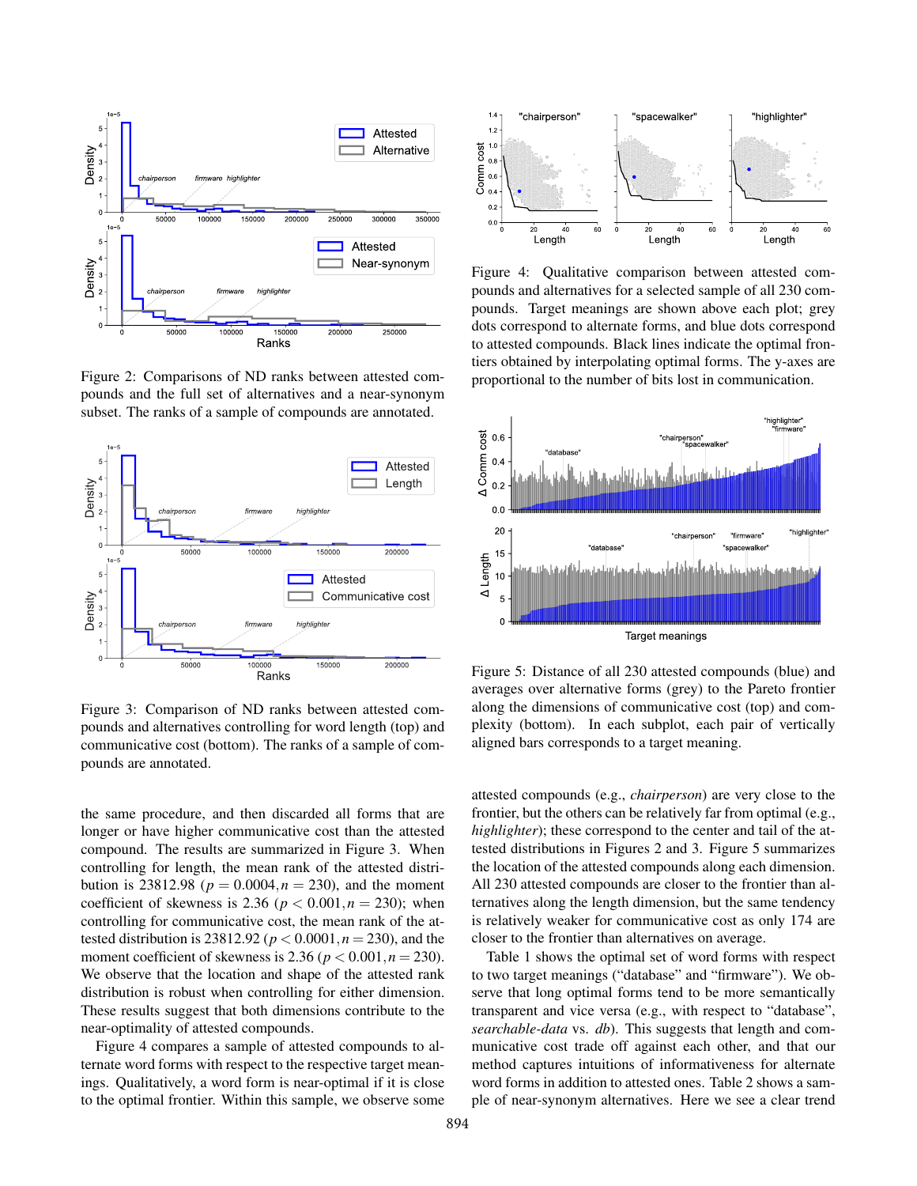Figure 2: Comparisons of ND ranks between attested compounds and the full set of alternatives and a near-synonym subset. The ranks of a sample of compounds are annotated.

Figure 3: Comparison of ND ranks between attested compounds and alternatives controlling for word length (top) and communicative cost (bottom). The ranks of a sample of compounds are annotated.

the same procedure, and then discarded all forms that are longer or have higher communicative cost than the attested compound. The results are summarized in Figure 3. When controlling for length, the mean rank of the attested distribution is 23812.98 ($p = 0.0004, n = 230$), and the moment coefficient of skewness is 2.36 ($p < 0.001, n = 230$); when controlling for communicative cost, the mean rank of the attested distribution is 23812.92 ($p < 0.0001, n = 230$), and the moment coefficient of skewness is 2.36 ($p < 0.001, n = 230$). We observe that the location and shape of the attested rank distribution is robust when controlling for either dimension. These results suggest that both dimensions contribute to the near-optimality of attested compounds.

Figure 4 compares a sample of attested compounds to alternate word forms with respect to the respective target meanings. Qualitatively, a word form is near-optimal if it is close to the optimal frontier. Within this sample, we observe some attested compounds (e.g., *chairperson*) are very close to the frontier, but the others can be relatively far from optimal (e.g., *highlighter*); these correspond to the center and tail of the attested distributions in Figures 2 and 3. Figure 5 summarizes the location of the attested compounds along each dimension. All 230 attested compounds are closer to the frontier than alternatives along the length dimension, but the same tendency is relatively weaker for communicative cost as only 174 are closer to the frontier than alternatives on average.

Table 1 shows the optimal set of word forms with respect to two target meanings ("database" and "firmware"). We observe that long optimal forms tend to be more semantically transparent and vice versa (e.g., with respect to "database", *searchable-data* vs. *db*). This suggests that length and communicative cost trade off against each other, and that our method captures intuitions of informativeness for alternate word forms in addition to attested ones. Table 2 shows a sample of near-synonym alternatives. Here we see a clear trend

Figure 4: Qualitative comparison between attested compounds and alternatives for a selected sample of all 230 compounds. Target meanings are shown above each plot; grey dots correspond to alternate forms, and blue dots correspond to attested compounds. Black lines indicate the optimal frontiers obtained by interpolating optimal forms. The y-axes are proportional to the number of bits lost in communication.

Figure 5: Distance of all 230 attested compounds (blue) and averages over alternative forms (grey) to the Pareto frontier along the dimensions of communicative cost (top) and complexity (bottom). In each subplot, each pair of vertically aligned bars corresponds to a target meaning.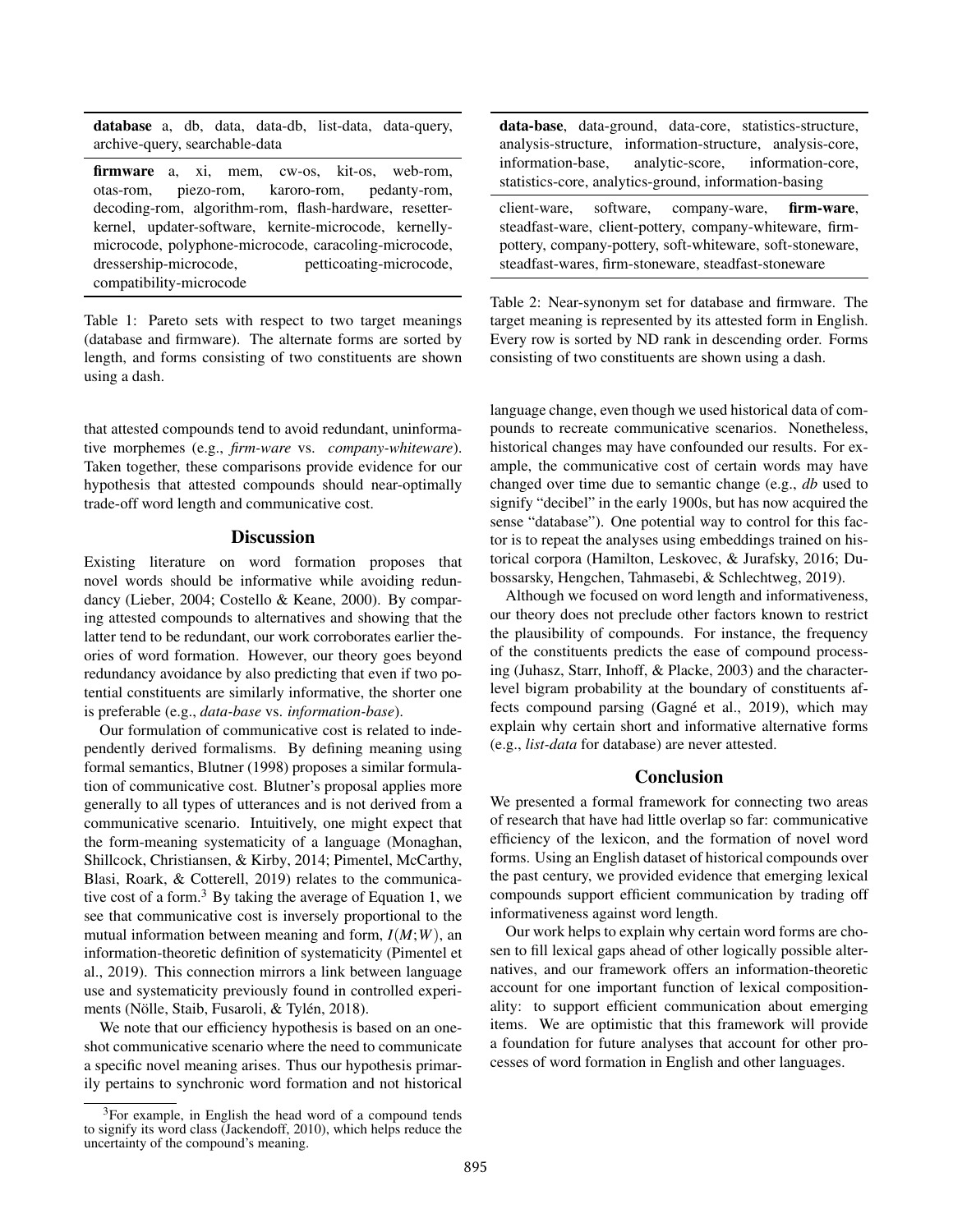| **database** a, db, data, data-db, list-data, data-query, archive-query, searchable-data |
|---|
| **firmware** a, xi, mem, cw-os, kit-os, web-rom, otas-rom, piezo-rom, karoro-rom, pedanty-rom, decoding-rom, algorithm-rom, flash-hardware, resetter-kernel, updater-software, kernite-microcode, kernelly-microcode, polyphone-microcode, caracoling-microcode, dressership-microcode, petticoating-microcode, compatibility-microcode |

Table 1: Pareto sets with respect to two target meanings (database and firmware). The alternate forms are sorted by length, and forms consisting of two constituents are shown using a dash.

| **data-base**, data-ground, data-core, statistics-structure, analysis-structure, information-structure, analysis-core, information-base, analytic-score, information-core, statistics-core, analytics-ground, information-basing |
|---|
| client-ware, software, company-ware, **firm-ware**, steadfast-ware, client-pottery, company-whiteware, firm-pottery, company-pottery, soft-whiteware, soft-stoneware, steadfast-wares, firm-stoneware, steadfast-stoneware |

Table 2: Near-synonym set for database and firmware. The target meaning is represented by its attested form in English. Every row is sorted by ND rank in descending order. Forms consisting of two constituents are shown using a dash.

that attested compounds tend to avoid redundant, uninformative morphemes (e.g., *firm-ware* vs. *company-whiteware*). Taken together, these comparisons provide evidence for our hypothesis that attested compounds should near-optimally trade-off word length and communicative cost.

## Discussion

Existing literature on word formation proposes that novel words should be informative while avoiding redundancy (Lieber, 2004; Costello & Keane, 2000). By comparing attested compounds to alternatives and showing that the latter tend to be redundant, our work corroborates earlier theories of word formation. However, our theory goes beyond redundancy avoidance by also predicting that even if two potential constituents are similarly informative, the shorter one is preferable (e.g., *data-base* vs. *information-base*).

Our formulation of communicative cost is related to independently derived formalisms. By defining meaning using formal semantics, Blutner (1998) proposes a similar formulation of communicative cost. Blutner's proposal applies more generally to all types of utterances and is not derived from a communicative scenario. Intuitively, one might expect that the form-meaning systematicity of a language (Monaghan, Shillcock, Christiansen, & Kirby, 2014; Pimentel, McCarthy, Blasi, Roark, & Cotterell, 2019) relates to the communicative cost of a form.[3] By taking the average of Equation 1, we see that communicative cost is inversely proportional to the mutual information between meaning and form, $I(M;W)$, an information-theoretic definition of systematicity (Pimentel et al., 2019). This connection mirrors a link between language use and systematicity previously found in controlled experiments (Nölle, Staib, Fusaroli, & Tylén, 2018).

We note that our efficiency hypothesis is based on an one-shot communicative scenario where the need to communicate a specific novel meaning arises. Thus our hypothesis primarily pertains to synchronic word formation and not historical language change, even though we used historical data of compounds to recreate communicative scenarios. Nonetheless, historical changes may have confounded our results. For example, the communicative cost of certain words may have changed over time due to semantic change (e.g., *db* used to signify "decibel" in the early 1900s, but has now acquired the sense "database"). One potential way to control for this factor is to repeat the analyses using embeddings trained on historical corpora (Hamilton, Leskovec, & Jurafsky, 2016; Dubossarsky, Hengchen, Tahmasebi, & Schlechtweg, 2019).

Although we focused on word length and informativeness, our theory does not preclude other factors known to restrict the plausibility of compounds. For instance, the frequency of the constituents predicts the ease of compound processing (Juhasz, Starr, Inhoff, & Placke, 2003) and the character-level bigram probability at the boundary of constituents affects compound parsing (Gagné et al., 2019), which may explain why certain short and informative alternative forms (e.g., *list-data* for database) are never attested.

## Conclusion

We presented a formal framework for connecting two areas of research that have had little overlap so far: communicative efficiency of the lexicon, and the formation of novel word forms. Using an English dataset of historical compounds over the past century, we provided evidence that emerging lexical compounds support efficient communication by trading off informativeness against word length.

Our work helps to explain why certain word forms are chosen to fill lexical gaps ahead of other logically possible alternatives, and our framework offers an information-theoretic account for one important function of lexical compositionality: to support efficient communication about emerging items. We are optimistic that this framework will provide a foundation for future analyses that account for other processes of word formation in English and other languages.

[3] For example, in English the head word of a compound tends to signify its word class (Jackendoff, 2010), which helps reduce the uncertainty of the compound's meaning.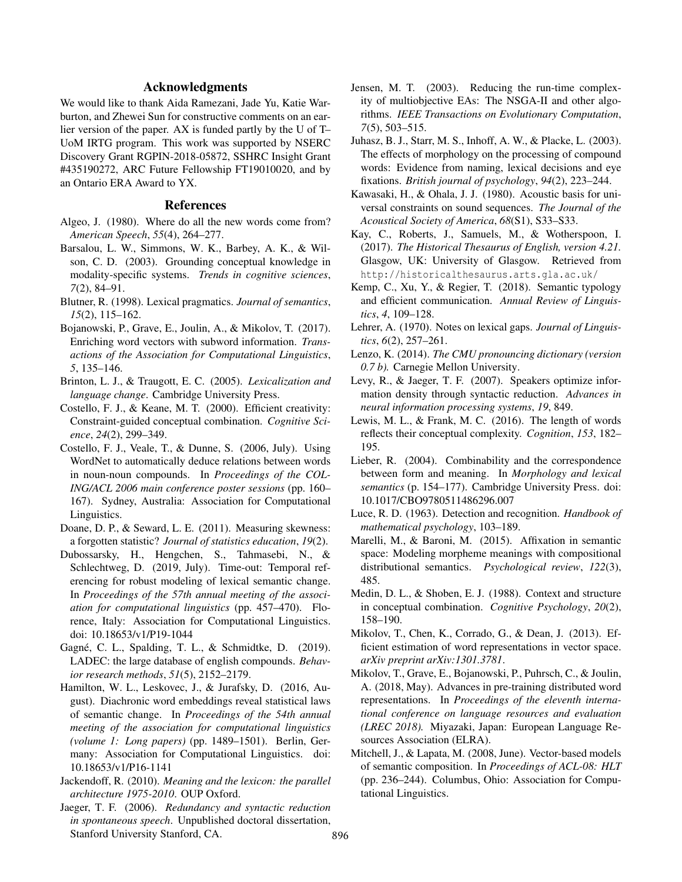## Acknowledgments

We would like to thank Aida Ramezani, Jade Yu, Katie Warburton, and Zhewei Sun for constructive comments on an earlier version of the paper. AX is funded partly by the U of T–UoM IRTG program. This work was supported by NSERC Discovery Grant RGPIN-2018-05872, SSHRC Insight Grant #435190272, ARC Future Fellowship FT19010020, and by an Ontario ERA Award to YX.

## References

Algeo, J. (1980). Where do all the new words come from? *American Speech*, *55*(4), 264–277.

Barsalou, L. W., Simmons, W. K., Barbey, A. K., & Wilson, C. D. (2003). Grounding conceptual knowledge in modality-specific systems. *Trends in cognitive sciences*, *7*(2), 84–91.

Blutner, R. (1998). Lexical pragmatics. *Journal of semantics*, *15*(2), 115–162.

Bojanowski, P., Grave, E., Joulin, A., & Mikolov, T. (2017). Enriching word vectors with subword information. *Transactions of the Association for Computational Linguistics*, *5*, 135–146.

Brinton, L. J., & Traugott, E. C. (2005). *Lexicalization and language change*. Cambridge University Press.

Costello, F. J., & Keane, M. T. (2000). Efficient creativity: Constraint-guided conceptual combination. *Cognitive Science*, *24*(2), 299–349.

Costello, F. J., Veale, T., & Dunne, S. (2006, July). Using WordNet to automatically deduce relations between words in noun-noun compounds. In *Proceedings of the COLING/ACL 2006 main conference poster sessions* (pp. 160–167). Sydney, Australia: Association for Computational Linguistics.

Doane, D. P., & Seward, L. E. (2011). Measuring skewness: a forgotten statistic? *Journal of statistics education*, *19*(2).

Dubossarsky, H., Hengchen, S., Tahmasebi, N., & Schlechtweg, D. (2019, July). Time-out: Temporal referencing for robust modeling of lexical semantic change. In *Proceedings of the 57th annual meeting of the association for computational linguistics* (pp. 457–470). Florence, Italy: Association for Computational Linguistics. doi: 10.18653/v1/P19-1044

Gagné, C. L., Spalding, T. L., & Schmidtke, D. (2019). LADEC: the large database of english compounds. *Behavior research methods*, *51*(5), 2152–2179.

Hamilton, W. L., Leskovec, J., & Jurafsky, D. (2016, August). Diachronic word embeddings reveal statistical laws of semantic change. In *Proceedings of the 54th annual meeting of the association for computational linguistics (volume 1: Long papers)* (pp. 1489–1501). Berlin, Germany: Association for Computational Linguistics. doi: 10.18653/v1/P16-1141

Jackendoff, R. (2010). *Meaning and the lexicon: the parallel architecture 1975-2010*. OUP Oxford.

Jaeger, T. F. (2006). *Redundancy and syntactic reduction in spontaneous speech*. Unpublished doctoral dissertation, Stanford University Stanford, CA.

Jensen, M. T. (2003). Reducing the run-time complexity of multiobjective EAs: The NSGA-II and other algorithms. *IEEE Transactions on Evolutionary Computation*, *7*(5), 503–515.

Juhasz, B. J., Starr, M. S., Inhoff, A. W., & Placke, L. (2003). The effects of morphology on the processing of compound words: Evidence from naming, lexical decisions and eye fixations. *British journal of psychology*, *94*(2), 223–244.

Kawasaki, H., & Ohala, J. J. (1980). Acoustic basis for universal constraints on sound sequences. *The Journal of the Acoustical Society of America*, *68*(S1), S33–S33.

Kay, C., Roberts, J., Samuels, M., & Wotherspoon, I. (2017). *The Historical Thesaurus of English, version 4.21.* Glasgow, UK: University of Glasgow. Retrieved from http://historicalthesaurus.arts.gla.ac.uk/

Kemp, C., Xu, Y., & Regier, T. (2018). Semantic typology and efficient communication. *Annual Review of Linguistics*, *4*, 109–128.

Lehrer, A. (1970). Notes on lexical gaps. *Journal of Linguistics*, *6*(2), 257–261.

Lenzo, K. (2014). *The CMU pronouncing dictionary (version 0.7 b).* Carnegie Mellon University.

Levy, R., & Jaeger, T. F. (2007). Speakers optimize information density through syntactic reduction. *Advances in neural information processing systems*, *19*, 849.

Lewis, M. L., & Frank, M. C. (2016). The length of words reflects their conceptual complexity. *Cognition*, *153*, 182–195.

Lieber, R. (2004). Combinability and the correspondence between form and meaning. In *Morphology and lexical semantics* (p. 154–177). Cambridge University Press. doi: 10.1017/CBO9780511486296.007

Luce, R. D. (1963). Detection and recognition. *Handbook of mathematical psychology*, 103–189.

Marelli, M., & Baroni, M. (2015). Affixation in semantic space: Modeling morpheme meanings with compositional distributional semantics. *Psychological review*, *122*(3), 485.

Medin, D. L., & Shoben, E. J. (1988). Context and structure in conceptual combination. *Cognitive Psychology*, *20*(2), 158–190.

Mikolov, T., Chen, K., Corrado, G., & Dean, J. (2013). Efficient estimation of word representations in vector space. *arXiv preprint arXiv:1301.3781*.

Mikolov, T., Grave, E., Bojanowski, P., Puhrsch, C., & Joulin, A. (2018, May). Advances in pre-training distributed word representations. In *Proceedings of the eleventh international conference on language resources and evaluation (LREC 2018).* Miyazaki, Japan: European Language Resources Association (ELRA).

Mitchell, J., & Lapata, M. (2008, June). Vector-based models of semantic composition. In *Proceedings of ACL-08: HLT* (pp. 236–244). Columbus, Ohio: Association for Computational Linguistics.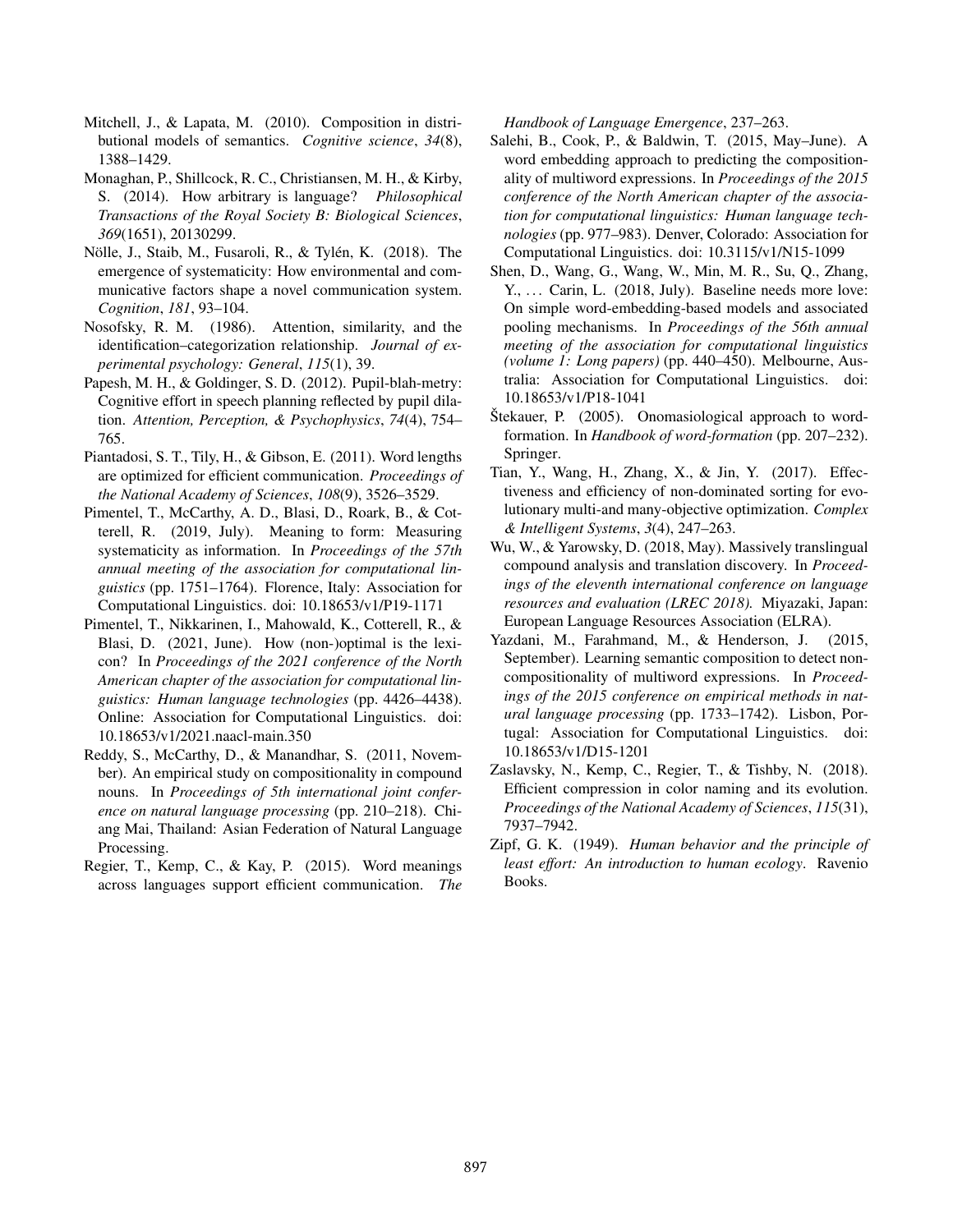Mitchell, J., & Lapata, M. (2010). Composition in distributional models of semantics. *Cognitive science*, *34*(8), 1388–1429.

Monaghan, P., Shillcock, R. C., Christiansen, M. H., & Kirby, S. (2014). How arbitrary is language? *Philosophical Transactions of the Royal Society B: Biological Sciences*, *369*(1651), 20130299.

Nölle, J., Staib, M., Fusaroli, R., & Tylén, K. (2018). The emergence of systematicity: How environmental and communicative factors shape a novel communication system. *Cognition*, *181*, 93–104.

Nosofsky, R. M. (1986). Attention, similarity, and the identification–categorization relationship. *Journal of experimental psychology: General*, *115*(1), 39.

Papesh, M. H., & Goldinger, S. D. (2012). Pupil-blah-metry: Cognitive effort in speech planning reflected by pupil dilation. *Attention, Perception, & Psychophysics*, *74*(4), 754–765.

Piantadosi, S. T., Tily, H., & Gibson, E. (2011). Word lengths are optimized for efficient communication. *Proceedings of the National Academy of Sciences*, *108*(9), 3526–3529.

Pimentel, T., McCarthy, A. D., Blasi, D., Roark, B., & Cotterell, R. (2019, July). Meaning to form: Measuring systematicity as information. In *Proceedings of the 57th annual meeting of the association for computational linguistics* (pp. 1751–1764). Florence, Italy: Association for Computational Linguistics. doi: 10.18653/v1/P19-1171

Pimentel, T., Nikkarinen, I., Mahowald, K., Cotterell, R., & Blasi, D. (2021, June). How (non-)optimal is the lexicon? In *Proceedings of the 2021 conference of the North American chapter of the association for computational linguistics: Human language technologies* (pp. 4426–4438). Online: Association for Computational Linguistics. doi: 10.18653/v1/2021.naacl-main.350

Reddy, S., McCarthy, D., & Manandhar, S. (2011, November). An empirical study on compositionality in compound nouns. In *Proceedings of 5th international joint conference on natural language processing* (pp. 210–218). Chiang Mai, Thailand: Asian Federation of Natural Language Processing.

Regier, T., Kemp, C., & Kay, P. (2015). Word meanings across languages support efficient communication. *The Handbook of Language Emergence*, 237–263.

Salehi, B., Cook, P., & Baldwin, T. (2015, May–June). A word embedding approach to predicting the compositionality of multiword expressions. In *Proceedings of the 2015 conference of the North American chapter of the association for computational linguistics: Human language technologies* (pp. 977–983). Denver, Colorado: Association for Computational Linguistics. doi: 10.3115/v1/N15-1099

Shen, D., Wang, G., Wang, W., Min, M. R., Su, Q., Zhang, Y., ... Carin, L. (2018, July). Baseline needs more love: On simple word-embedding-based models and associated pooling mechanisms. In *Proceedings of the 56th annual meeting of the association for computational linguistics (volume 1: Long papers)* (pp. 440–450). Melbourne, Australia: Association for Computational Linguistics. doi: 10.18653/v1/P18-1041

Štekauer, P. (2005). Onomasiological approach to word-formation. In *Handbook of word-formation* (pp. 207–232). Springer.

Tian, Y., Wang, H., Zhang, X., & Jin, Y. (2017). Effectiveness and efficiency of non-dominated sorting for evolutionary multi-and many-objective optimization. *Complex & Intelligent Systems*, *3*(4), 247–263.

Wu, W., & Yarowsky, D. (2018, May). Massively translingual compound analysis and translation discovery. In *Proceedings of the eleventh international conference on language resources and evaluation (LREC 2018).* Miyazaki, Japan: European Language Resources Association (ELRA).

Yazdani, M., Farahmand, M., & Henderson, J. (2015, September). Learning semantic composition to detect non-compositionality of multiword expressions. In *Proceedings of the 2015 conference on empirical methods in natural language processing* (pp. 1733–1742). Lisbon, Portugal: Association for Computational Linguistics. doi: 10.18653/v1/D15-1201

Zaslavsky, N., Kemp, C., Regier, T., & Tishby, N. (2018). Efficient compression in color naming and its evolution. *Proceedings of the National Academy of Sciences*, *115*(31), 7937–7942.

Zipf, G. K. (1949). *Human behavior and the principle of least effort: An introduction to human ecology*. Ravenio Books.